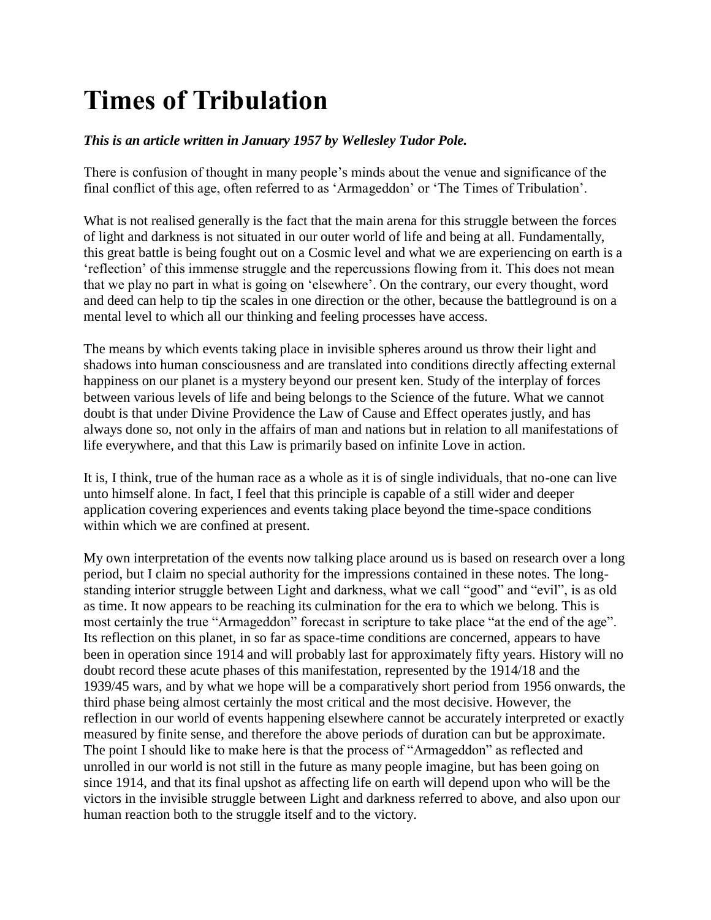# Times of Tribulation

***This is an article written in January 1957 by Wellesley Tudor Pole.***

There is confusion of thought in many people's minds about the venue and significance of the final conflict of this age, often referred to as 'Armageddon' or 'The Times of Tribulation'.

What is not realised generally is the fact that the main arena for this struggle between the forces of light and darkness is not situated in our outer world of life and being at all. Fundamentally, this great battle is being fought out on a Cosmic level and what we are experiencing on earth is a 'reflection' of this immense struggle and the repercussions flowing from it. This does not mean that we play no part in what is going on 'elsewhere'. On the contrary, our every thought, word and deed can help to tip the scales in one direction or the other, because the battleground is on a mental level to which all our thinking and feeling processes have access.

The means by which events taking place in invisible spheres around us throw their light and shadows into human consciousness and are translated into conditions directly affecting external happiness on our planet is a mystery beyond our present ken. Study of the interplay of forces between various levels of life and being belongs to the Science of the future. What we cannot doubt is that under Divine Providence the Law of Cause and Effect operates justly, and has always done so, not only in the affairs of man and nations but in relation to all manifestations of life everywhere, and that this Law is primarily based on infinite Love in action.

It is, I think, true of the human race as a whole as it is of single individuals, that no-one can live unto himself alone. In fact, I feel that this principle is capable of a still wider and deeper application covering experiences and events taking place beyond the time-space conditions within which we are confined at present.

My own interpretation of the events now talking place around us is based on research over a long period, but I claim no special authority for the impressions contained in these notes. The long-standing interior struggle between Light and darkness, what we call "good" and "evil", is as old as time. It now appears to be reaching its culmination for the era to which we belong. This is most certainly the true "Armageddon" forecast in scripture to take place "at the end of the age". Its reflection on this planet, in so far as space-time conditions are concerned, appears to have been in operation since 1914 and will probably last for approximately fifty years. History will no doubt record these acute phases of this manifestation, represented by the 1914/18 and the 1939/45 wars, and by what we hope will be a comparatively short period from 1956 onwards, the third phase being almost certainly the most critical and the most decisive. However, the reflection in our world of events happening elsewhere cannot be accurately interpreted or exactly measured by finite sense, and therefore the above periods of duration can but be approximate. The point I should like to make here is that the process of "Armageddon" as reflected and unrolled in our world is not still in the future as many people imagine, but has been going on since 1914, and that its final upshot as affecting life on earth will depend upon who will be the victors in the invisible struggle between Light and darkness referred to above, and also upon our human reaction both to the struggle itself and to the victory.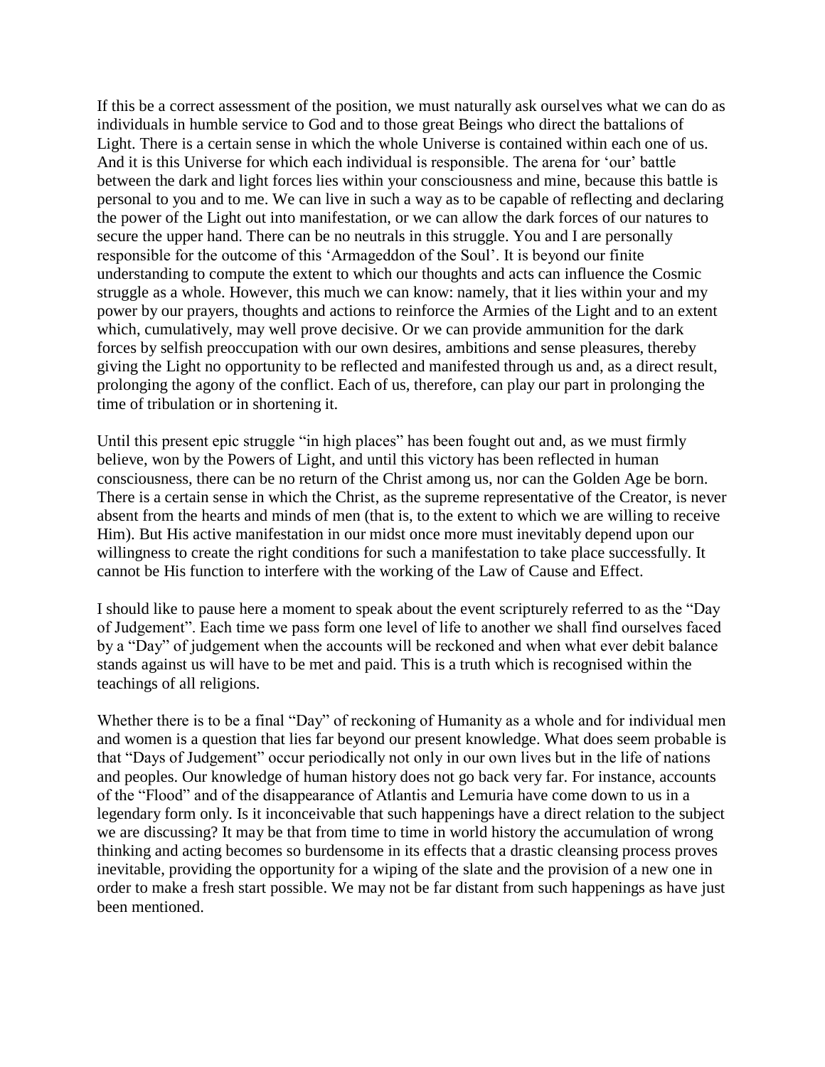If this be a correct assessment of the position, we must naturally ask ourselves what we can do as individuals in humble service to God and to those great Beings who direct the battalions of Light. There is a certain sense in which the whole Universe is contained within each one of us. And it is this Universe for which each individual is responsible. The arena for 'our' battle between the dark and light forces lies within your consciousness and mine, because this battle is personal to you and to me. We can live in such a way as to be capable of reflecting and declaring the power of the Light out into manifestation, or we can allow the dark forces of our natures to secure the upper hand. There can be no neutrals in this struggle. You and I are personally responsible for the outcome of this 'Armageddon of the Soul'. It is beyond our finite understanding to compute the extent to which our thoughts and acts can influence the Cosmic struggle as a whole. However, this much we can know: namely, that it lies within your and my power by our prayers, thoughts and actions to reinforce the Armies of the Light and to an extent which, cumulatively, may well prove decisive. Or we can provide ammunition for the dark forces by selfish preoccupation with our own desires, ambitions and sense pleasures, thereby giving the Light no opportunity to be reflected and manifested through us and, as a direct result, prolonging the agony of the conflict. Each of us, therefore, can play our part in prolonging the time of tribulation or in shortening it.

Until this present epic struggle "in high places" has been fought out and, as we must firmly believe, won by the Powers of Light, and until this victory has been reflected in human consciousness, there can be no return of the Christ among us, nor can the Golden Age be born. There is a certain sense in which the Christ, as the supreme representative of the Creator, is never absent from the hearts and minds of men (that is, to the extent to which we are willing to receive Him). But His active manifestation in our midst once more must inevitably depend upon our willingness to create the right conditions for such a manifestation to take place successfully. It cannot be His function to interfere with the working of the Law of Cause and Effect.

I should like to pause here a moment to speak about the event scripturely referred to as the "Day of Judgement". Each time we pass form one level of life to another we shall find ourselves faced by a "Day" of judgement when the accounts will be reckoned and when what ever debit balance stands against us will have to be met and paid. This is a truth which is recognised within the teachings of all religions.

Whether there is to be a final "Day" of reckoning of Humanity as a whole and for individual men and women is a question that lies far beyond our present knowledge. What does seem probable is that "Days of Judgement" occur periodically not only in our own lives but in the life of nations and peoples. Our knowledge of human history does not go back very far. For instance, accounts of the "Flood" and of the disappearance of Atlantis and Lemuria have come down to us in a legendary form only. Is it inconceivable that such happenings have a direct relation to the subject we are discussing? It may be that from time to time in world history the accumulation of wrong thinking and acting becomes so burdensome in its effects that a drastic cleansing process proves inevitable, providing the opportunity for a wiping of the slate and the provision of a new one in order to make a fresh start possible. We may not be far distant from such happenings as have just been mentioned.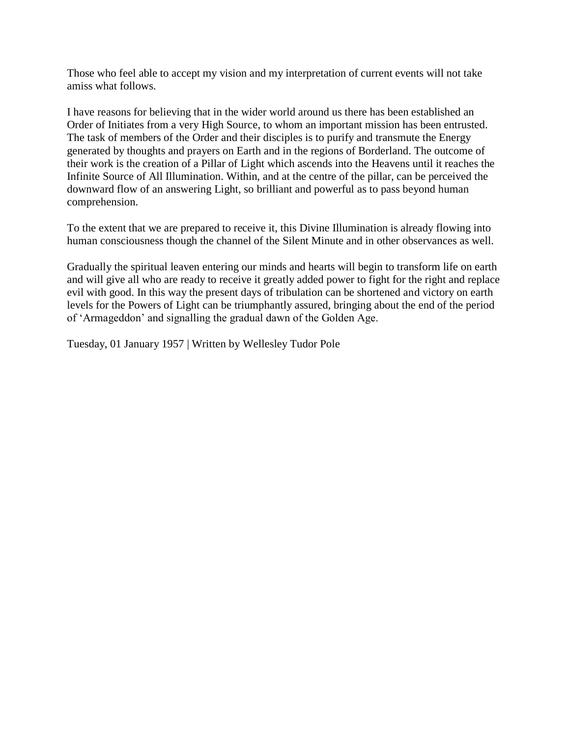Those who feel able to accept my vision and my interpretation of current events will not take amiss what follows.

I have reasons for believing that in the wider world around us there has been established an Order of Initiates from a very High Source, to whom an important mission has been entrusted. The task of members of the Order and their disciples is to purify and transmute the Energy generated by thoughts and prayers on Earth and in the regions of Borderland. The outcome of their work is the creation of a Pillar of Light which ascends into the Heavens until it reaches the Infinite Source of All Illumination. Within, and at the centre of the pillar, can be perceived the downward flow of an answering Light, so brilliant and powerful as to pass beyond human comprehension.

To the extent that we are prepared to receive it, this Divine Illumination is already flowing into human consciousness though the channel of the Silent Minute and in other observances as well.

Gradually the spiritual leaven entering our minds and hearts will begin to transform life on earth and will give all who are ready to receive it greatly added power to fight for the right and replace evil with good. In this way the present days of tribulation can be shortened and victory on earth levels for the Powers of Light can be triumphantly assured, bringing about the end of the period of 'Armageddon' and signalling the gradual dawn of the Golden Age.

Tuesday, 01 January 1957 | Written by Wellesley Tudor Pole